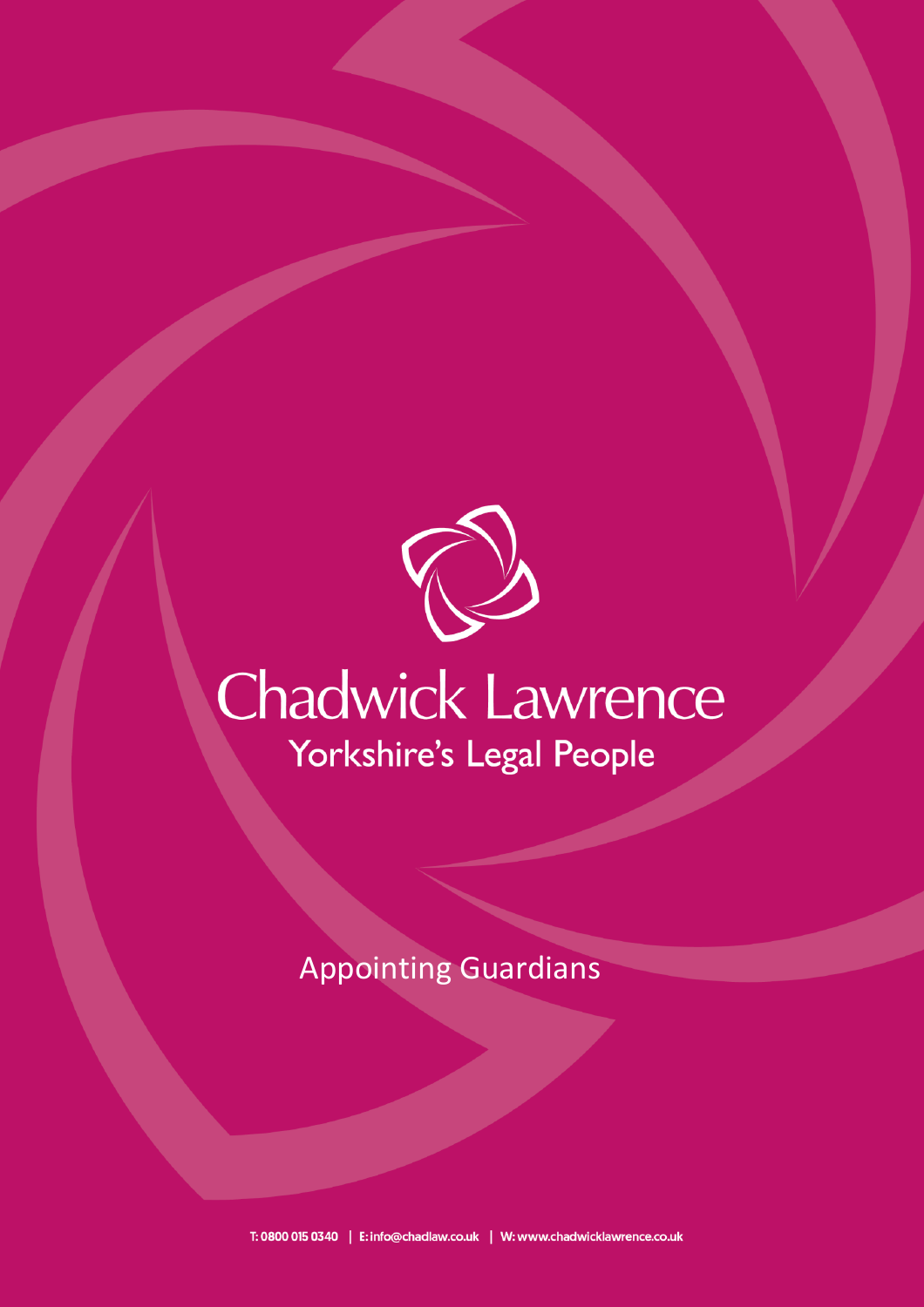# Chadwick Lawrence

Yorkshire's Legal People

## Appointing Guardians

T: 0800 015 0340 | E: info@chadlaw.co.uk | W: www.chadwicklawrence.co.uk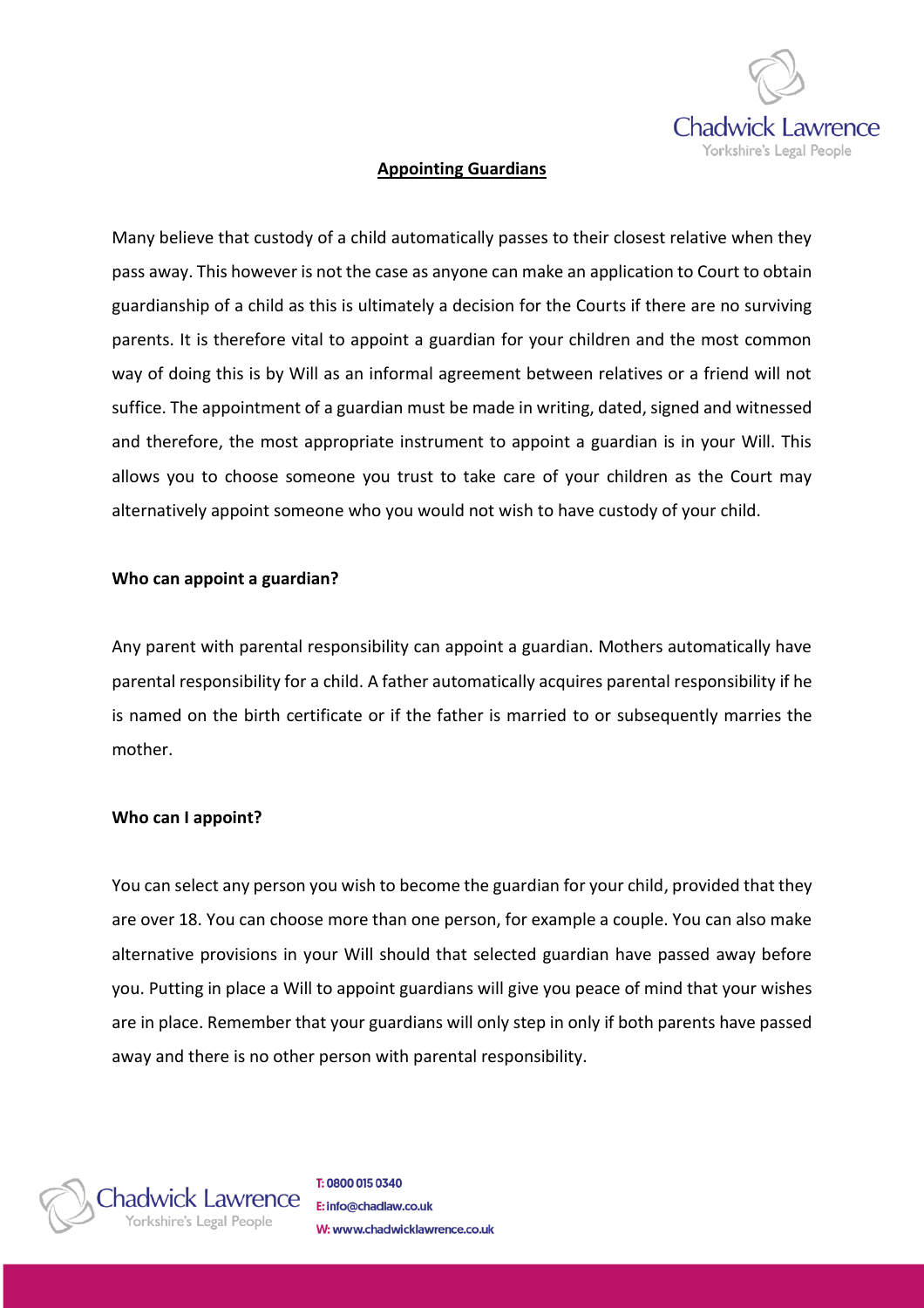## Appointing Guardians

Many believe that custody of a child automatically passes to their closest relative when they pass away. This however is not the case as anyone can make an application to Court to obtain guardianship of a child as this is ultimately a decision for the Courts if there are no surviving parents. It is therefore vital to appoint a guardian for your children and the most common way of doing this is by Will as an informal agreement between relatives or a friend will not suffice. The appointment of a guardian must be made in writing, dated, signed and witnessed and therefore, the most appropriate instrument to appoint a guardian is in your Will. This allows you to choose someone you trust to take care of your children as the Court may alternatively appoint someone who you would not wish to have custody of your child.

### Who can appoint a guardian?

Any parent with parental responsibility can appoint a guardian. Mothers automatically have parental responsibility for a child. A father automatically acquires parental responsibility if he is named on the birth certificate or if the father is married to or subsequently marries the mother.

### Who can I appoint?

You can select any person you wish to become the guardian for your child, provided that they are over 18. You can choose more than one person, for example a couple. You can also make alternative provisions in your Will should that selected guardian have passed away before you. Putting in place a Will to appoint guardians will give you peace of mind that your wishes are in place. Remember that your guardians will only step in only if both parents have passed away and there is no other person with parental responsibility.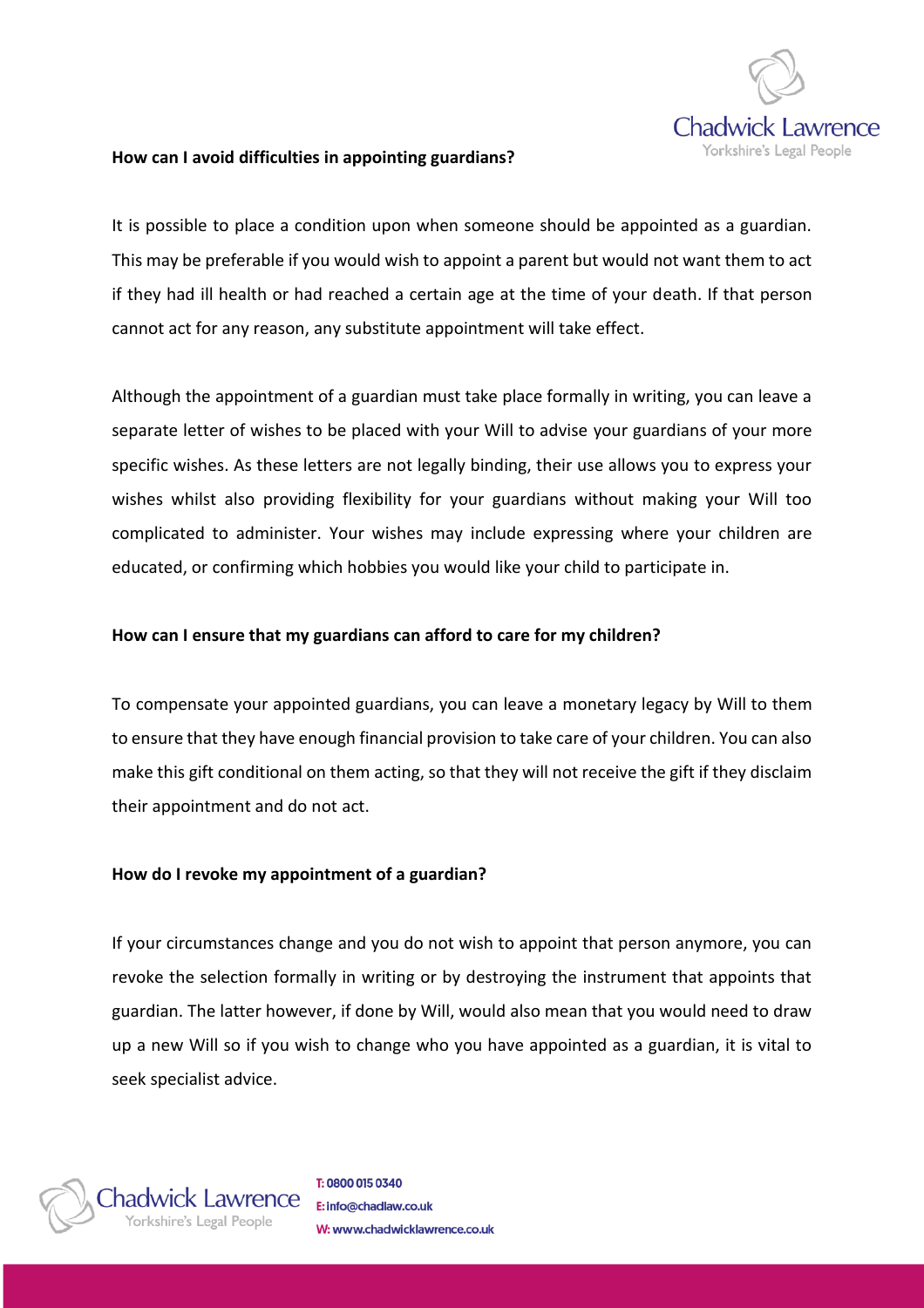**How can I avoid difficulties in appointing guardians?**

It is possible to place a condition upon when someone should be appointed as a guardian. This may be preferable if you would wish to appoint a parent but would not want them to act if they had ill health or had reached a certain age at the time of your death. If that person cannot act for any reason, any substitute appointment will take effect.

Although the appointment of a guardian must take place formally in writing, you can leave a separate letter of wishes to be placed with your Will to advise your guardians of your more specific wishes. As these letters are not legally binding, their use allows you to express your wishes whilst also providing flexibility for your guardians without making your Will too complicated to administer. Your wishes may include expressing where your children are educated, or confirming which hobbies you would like your child to participate in.

**How can I ensure that my guardians can afford to care for my children?**

To compensate your appointed guardians, you can leave a monetary legacy by Will to them to ensure that they have enough financial provision to take care of your children. You can also make this gift conditional on them acting, so that they will not receive the gift if they disclaim their appointment and do not act.

**How do I revoke my appointment of a guardian?**

If your circumstances change and you do not wish to appoint that person anymore, you can revoke the selection formally in writing or by destroying the instrument that appoints that guardian. The latter however, if done by Will, would also mean that you would need to draw up a new Will so if you wish to change who you have appointed as a guardian, it is vital to seek specialist advice.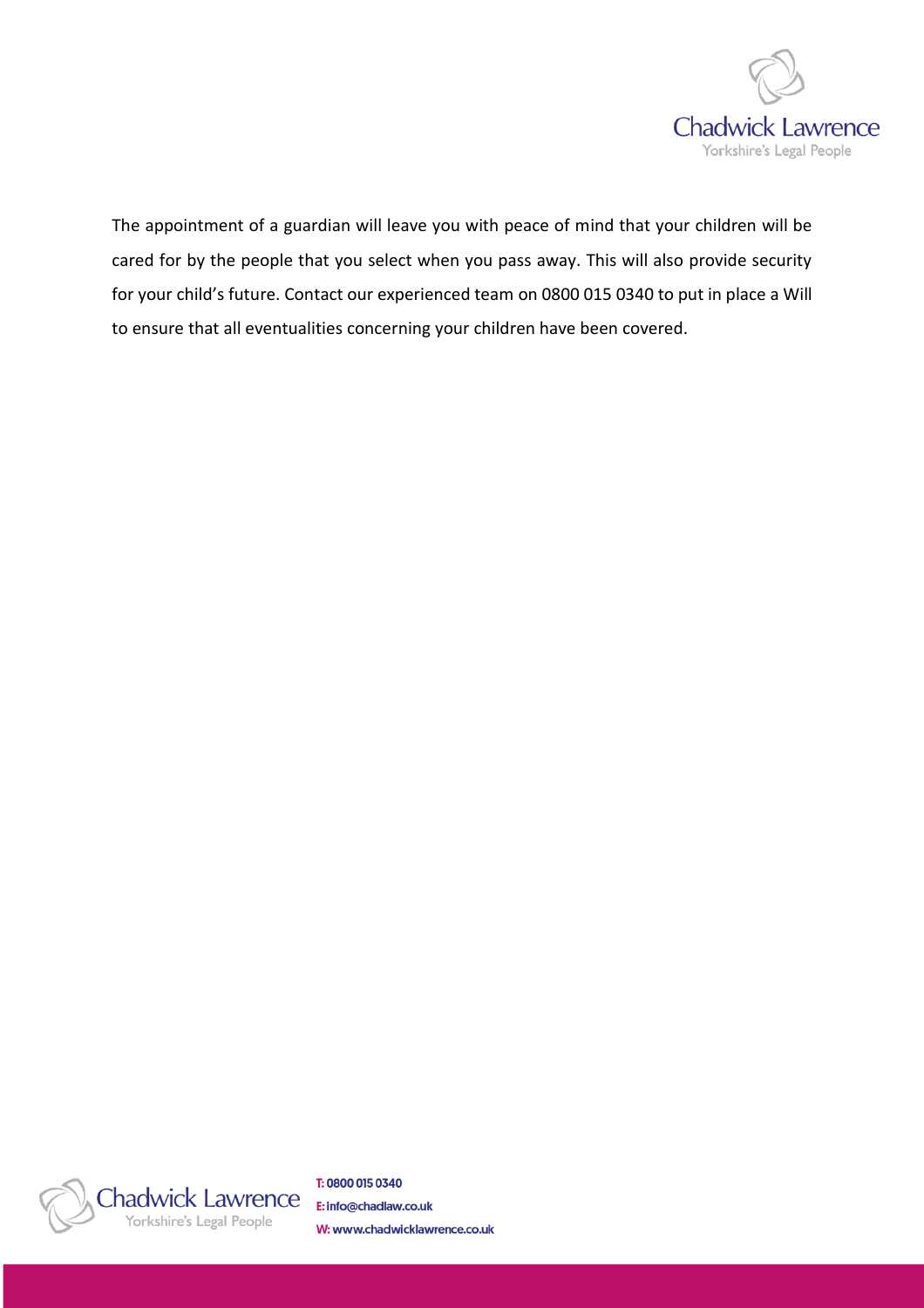The appointment of a guardian will leave you with peace of mind that your children will be cared for by the people that you select when you pass away. This will also provide security for your child's future. Contact our experienced team on 0800 015 0340 to put in place a Will to ensure that all eventualities concerning your children have been covered.